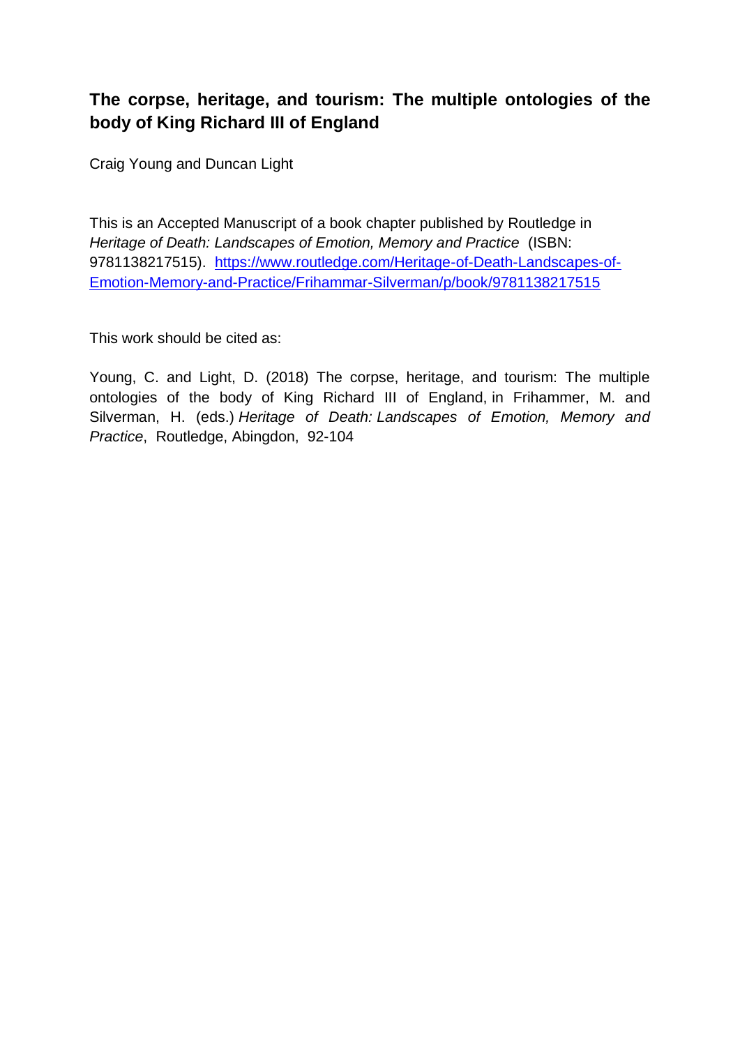# The corpse, heritage, and tourism: The multiple ontologies of the body of King Richard III of England

Craig Young and Duncan Light

This is an Accepted Manuscript of a book chapter published by Routledge in *Heritage of Death: Landscapes of Emotion, Memory and Practice* (ISBN: 9781138217515). https://www.routledge.com/Heritage-of-Death-Landscapes-of-Emotion-Memory-and-Practice/Frihammar-Silverman/p/book/9781138217515

This work should be cited as:

Young, C. and Light, D. (2018) The corpse, heritage, and tourism: The multiple ontologies of the body of King Richard III of England, in Frihammer, M. and Silverman, H. (eds.) *Heritage of Death: Landscapes of Emotion, Memory and Practice*, Routledge, Abingdon, 92-104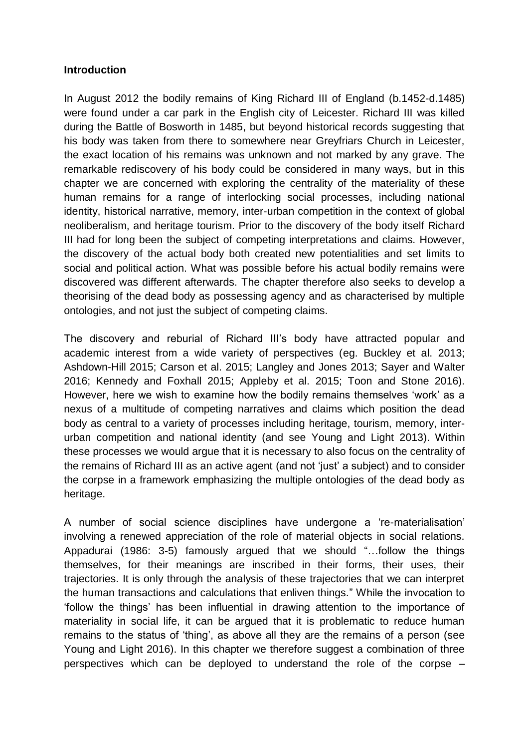## Introduction

In August 2012 the bodily remains of King Richard III of England (b.1452-d.1485) were found under a car park in the English city of Leicester. Richard III was killed during the Battle of Bosworth in 1485, but beyond historical records suggesting that his body was taken from there to somewhere near Greyfriars Church in Leicester, the exact location of his remains was unknown and not marked by any grave. The remarkable rediscovery of his body could be considered in many ways, but in this chapter we are concerned with exploring the centrality of the materiality of these human remains for a range of interlocking social processes, including national identity, historical narrative, memory, inter-urban competition in the context of global neoliberalism, and heritage tourism. Prior to the discovery of the body itself Richard III had for long been the subject of competing interpretations and claims. However, the discovery of the actual body both created new potentialities and set limits to social and political action. What was possible before his actual bodily remains were discovered was different afterwards. The chapter therefore also seeks to develop a theorising of the dead body as possessing agency and as characterised by multiple ontologies, and not just the subject of competing claims.

The discovery and reburial of Richard III's body have attracted popular and academic interest from a wide variety of perspectives (eg. Buckley et al. 2013; Ashdown-Hill 2015; Carson et al. 2015; Langley and Jones 2013; Sayer and Walter 2016; Kennedy and Foxhall 2015; Appleby et al. 2015; Toon and Stone 2016). However, here we wish to examine how the bodily remains themselves 'work' as a nexus of a multitude of competing narratives and claims which position the dead body as central to a variety of processes including heritage, tourism, memory, inter-urban competition and national identity (and see Young and Light 2013). Within these processes we would argue that it is necessary to also focus on the centrality of the remains of Richard III as an active agent (and not 'just' a subject) and to consider the corpse in a framework emphasizing the multiple ontologies of the dead body as heritage.

A number of social science disciplines have undergone a 're-materialisation' involving a renewed appreciation of the role of material objects in social relations. Appadurai (1986: 3-5) famously argued that we should "…follow the things themselves, for their meanings are inscribed in their forms, their uses, their trajectories. It is only through the analysis of these trajectories that we can interpret the human transactions and calculations that enliven things." While the invocation to 'follow the things' has been influential in drawing attention to the importance of materiality in social life, it can be argued that it is problematic to reduce human remains to the status of 'thing', as above all they are the remains of a person (see Young and Light 2016). In this chapter we therefore suggest a combination of three perspectives which can be deployed to understand the role of the corpse –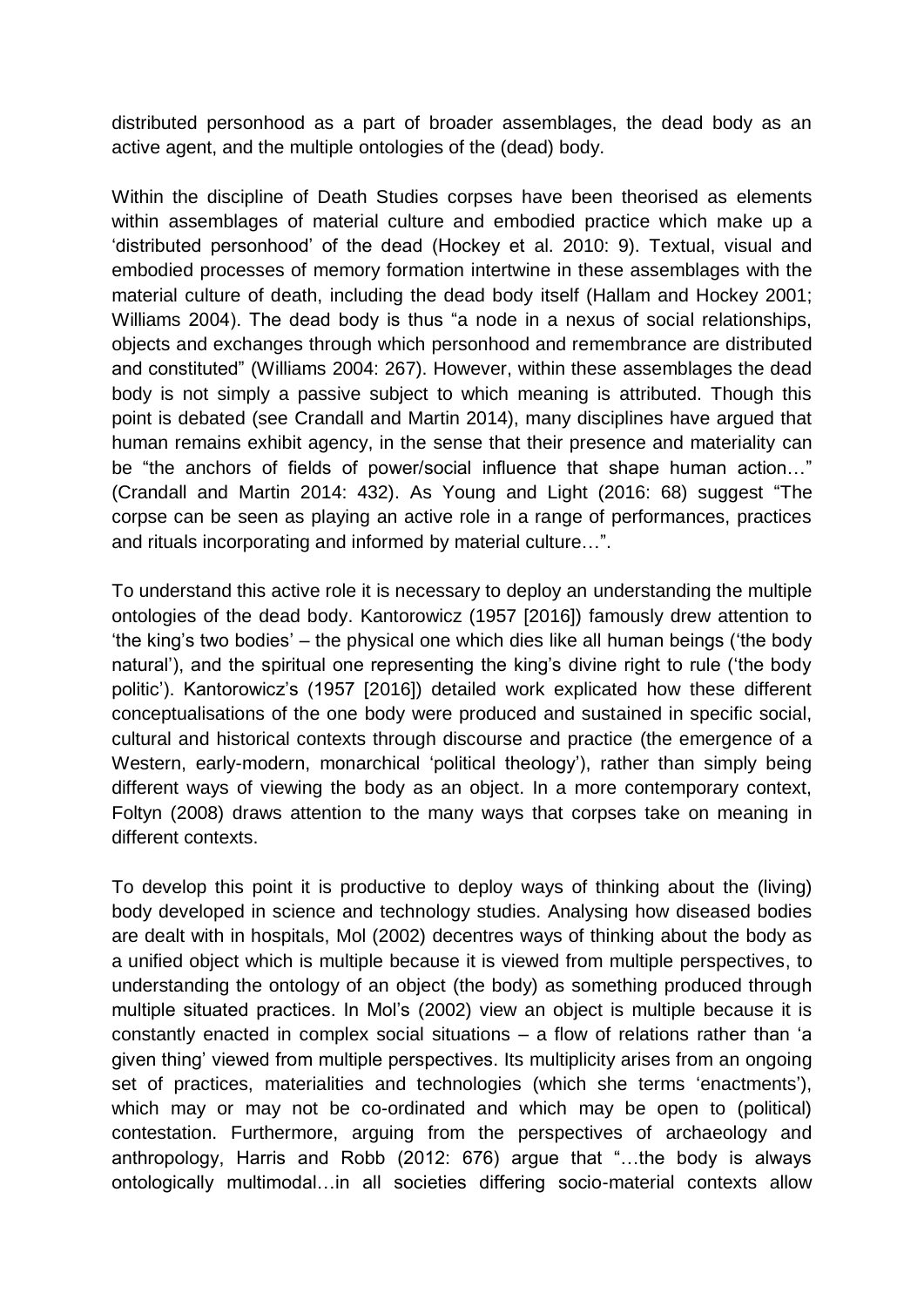distributed personhood as a part of broader assemblages, the dead body as an active agent, and the multiple ontologies of the (dead) body.

Within the discipline of Death Studies corpses have been theorised as elements within assemblages of material culture and embodied practice which make up a 'distributed personhood' of the dead (Hockey et al. 2010: 9). Textual, visual and embodied processes of memory formation intertwine in these assemblages with the material culture of death, including the dead body itself (Hallam and Hockey 2001; Williams 2004). The dead body is thus "a node in a nexus of social relationships, objects and exchanges through which personhood and remembrance are distributed and constituted" (Williams 2004: 267). However, within these assemblages the dead body is not simply a passive subject to which meaning is attributed. Though this point is debated (see Crandall and Martin 2014), many disciplines have argued that human remains exhibit agency, in the sense that their presence and materiality can be "the anchors of fields of power/social influence that shape human action…" (Crandall and Martin 2014: 432). As Young and Light (2016: 68) suggest "The corpse can be seen as playing an active role in a range of performances, practices and rituals incorporating and informed by material culture…".

To understand this active role it is necessary to deploy an understanding the multiple ontologies of the dead body. Kantorowicz (1957 [2016]) famously drew attention to 'the king's two bodies' – the physical one which dies like all human beings ('the body natural'), and the spiritual one representing the king's divine right to rule ('the body politic'). Kantorowicz's (1957 [2016]) detailed work explicated how these different conceptualisations of the one body were produced and sustained in specific social, cultural and historical contexts through discourse and practice (the emergence of a Western, early-modern, monarchical 'political theology'), rather than simply being different ways of viewing the body as an object. In a more contemporary context, Foltyn (2008) draws attention to the many ways that corpses take on meaning in different contexts.

To develop this point it is productive to deploy ways of thinking about the (living) body developed in science and technology studies. Analysing how diseased bodies are dealt with in hospitals, Mol (2002) decentres ways of thinking about the body as a unified object which is multiple because it is viewed from multiple perspectives, to understanding the ontology of an object (the body) as something produced through multiple situated practices. In Mol's (2002) view an object is multiple because it is constantly enacted in complex social situations – a flow of relations rather than 'a given thing' viewed from multiple perspectives. Its multiplicity arises from an ongoing set of practices, materialities and technologies (which she terms 'enactments'), which may or may not be co-ordinated and which may be open to (political) contestation. Furthermore, arguing from the perspectives of archaeology and anthropology, Harris and Robb (2012: 676) argue that "…the body is always ontologically multimodal…in all societies differing socio-material contexts allow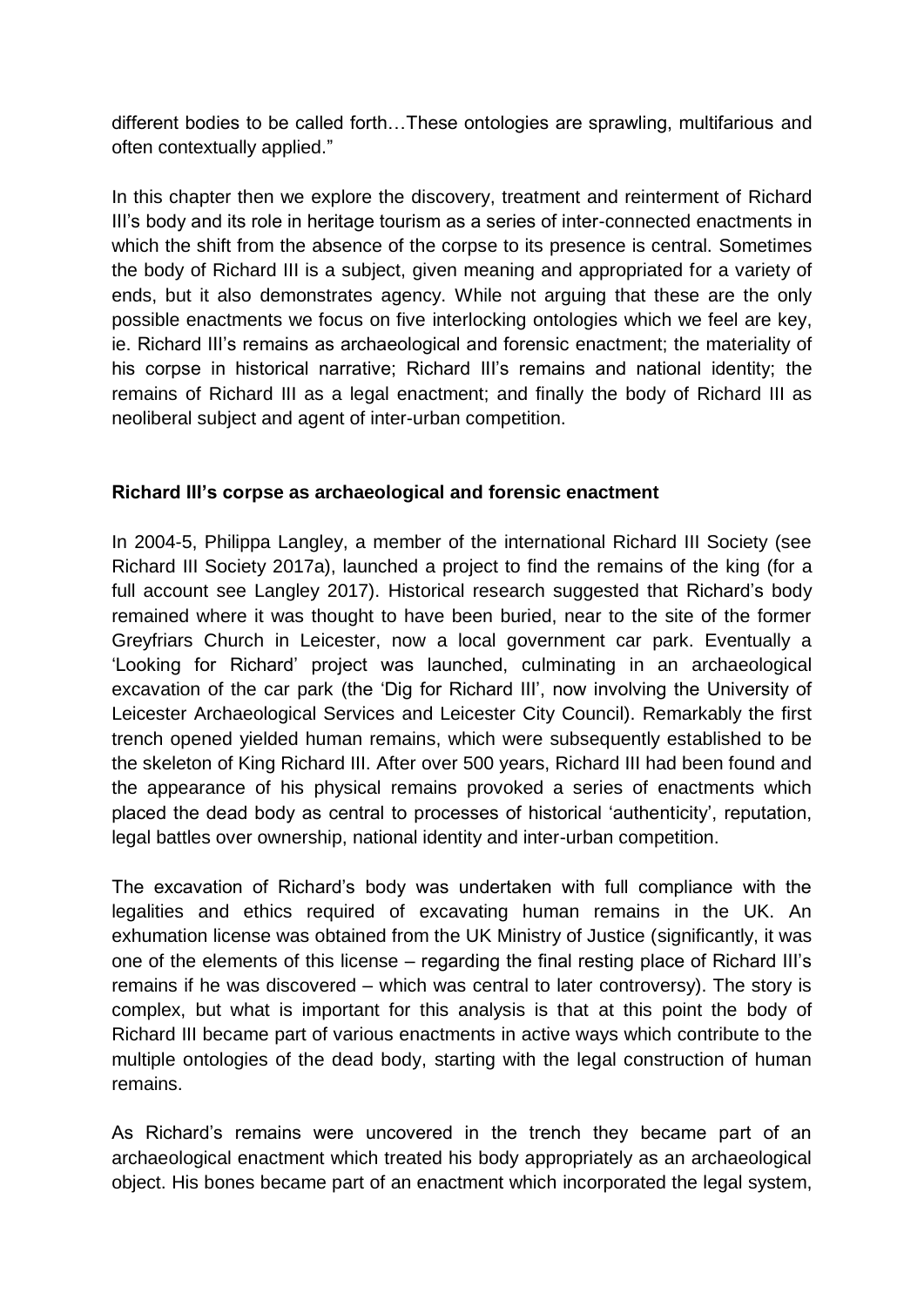different bodies to be called forth…These ontologies are sprawling, multifarious and often contextually applied."

In this chapter then we explore the discovery, treatment and reinterment of Richard III's body and its role in heritage tourism as a series of inter-connected enactments in which the shift from the absence of the corpse to its presence is central. Sometimes the body of Richard III is a subject, given meaning and appropriated for a variety of ends, but it also demonstrates agency. While not arguing that these are the only possible enactments we focus on five interlocking ontologies which we feel are key, ie. Richard III's remains as archaeological and forensic enactment; the materiality of his corpse in historical narrative; Richard III's remains and national identity; the remains of Richard III as a legal enactment; and finally the body of Richard III as neoliberal subject and agent of inter-urban competition.

### Richard III's corpse as archaeological and forensic enactment

In 2004-5, Philippa Langley, a member of the international Richard III Society (see Richard III Society 2017a), launched a project to find the remains of the king (for a full account see Langley 2017). Historical research suggested that Richard's body remained where it was thought to have been buried, near to the site of the former Greyfriars Church in Leicester, now a local government car park. Eventually a 'Looking for Richard' project was launched, culminating in an archaeological excavation of the car park (the 'Dig for Richard III', now involving the University of Leicester Archaeological Services and Leicester City Council). Remarkably the first trench opened yielded human remains, which were subsequently established to be the skeleton of King Richard III. After over 500 years, Richard III had been found and the appearance of his physical remains provoked a series of enactments which placed the dead body as central to processes of historical 'authenticity', reputation, legal battles over ownership, national identity and inter-urban competition.

The excavation of Richard's body was undertaken with full compliance with the legalities and ethics required of excavating human remains in the UK. An exhumation license was obtained from the UK Ministry of Justice (significantly, it was one of the elements of this license – regarding the final resting place of Richard III's remains if he was discovered – which was central to later controversy). The story is complex, but what is important for this analysis is that at this point the body of Richard III became part of various enactments in active ways which contribute to the multiple ontologies of the dead body, starting with the legal construction of human remains.

As Richard's remains were uncovered in the trench they became part of an archaeological enactment which treated his body appropriately as an archaeological object. His bones became part of an enactment which incorporated the legal system,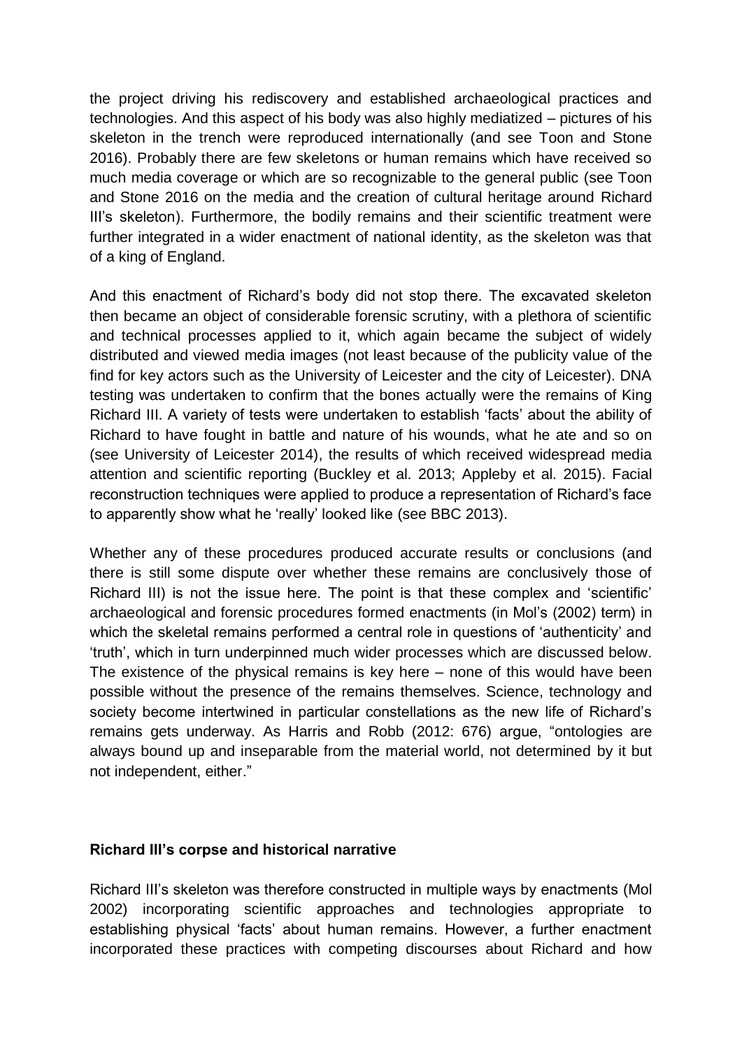the project driving his rediscovery and established archaeological practices and technologies. And this aspect of his body was also highly mediatized – pictures of his skeleton in the trench were reproduced internationally (and see Toon and Stone 2016). Probably there are few skeletons or human remains which have received so much media coverage or which are so recognizable to the general public (see Toon and Stone 2016 on the media and the creation of cultural heritage around Richard III's skeleton). Furthermore, the bodily remains and their scientific treatment were further integrated in a wider enactment of national identity, as the skeleton was that of a king of England.

And this enactment of Richard's body did not stop there. The excavated skeleton then became an object of considerable forensic scrutiny, with a plethora of scientific and technical processes applied to it, which again became the subject of widely distributed and viewed media images (not least because of the publicity value of the find for key actors such as the University of Leicester and the city of Leicester). DNA testing was undertaken to confirm that the bones actually were the remains of King Richard III. A variety of tests were undertaken to establish 'facts' about the ability of Richard to have fought in battle and nature of his wounds, what he ate and so on (see University of Leicester 2014), the results of which received widespread media attention and scientific reporting (Buckley et al. 2013; Appleby et al. 2015). Facial reconstruction techniques were applied to produce a representation of Richard's face to apparently show what he 'really' looked like (see BBC 2013).

Whether any of these procedures produced accurate results or conclusions (and there is still some dispute over whether these remains are conclusively those of Richard III) is not the issue here. The point is that these complex and 'scientific' archaeological and forensic procedures formed enactments (in Mol's (2002) term) in which the skeletal remains performed a central role in questions of 'authenticity' and 'truth', which in turn underpinned much wider processes which are discussed below. The existence of the physical remains is key here – none of this would have been possible without the presence of the remains themselves. Science, technology and society become intertwined in particular constellations as the new life of Richard's remains gets underway. As Harris and Robb (2012: 676) argue, "ontologies are always bound up and inseparable from the material world, not determined by it but not independent, either."

## Richard III's corpse and historical narrative

Richard III's skeleton was therefore constructed in multiple ways by enactments (Mol 2002) incorporating scientific approaches and technologies appropriate to establishing physical 'facts' about human remains. However, a further enactment incorporated these practices with competing discourses about Richard and how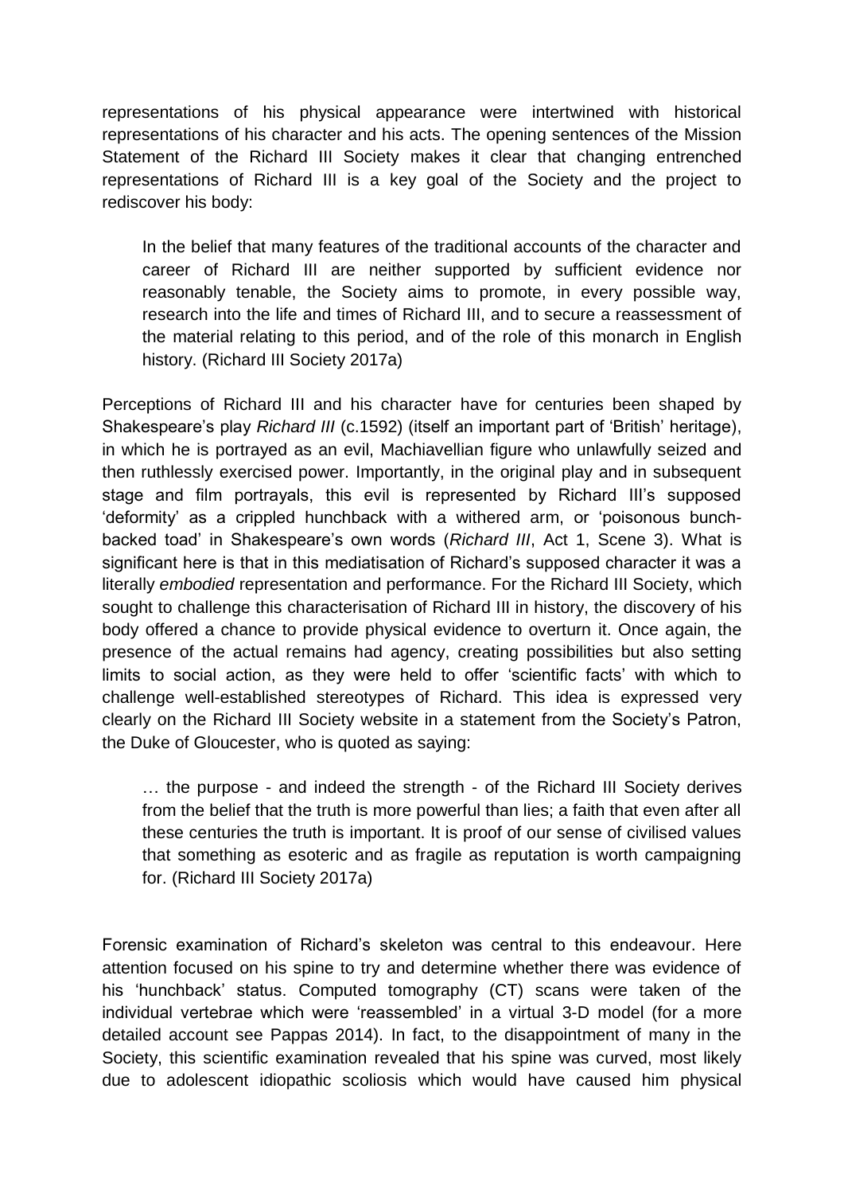representations of his physical appearance were intertwined with historical representations of his character and his acts. The opening sentences of the Mission Statement of the Richard III Society makes it clear that changing entrenched representations of Richard III is a key goal of the Society and the project to rediscover his body:

> In the belief that many features of the traditional accounts of the character and career of Richard III are neither supported by sufficient evidence nor reasonably tenable, the Society aims to promote, in every possible way, research into the life and times of Richard III, and to secure a reassessment of the material relating to this period, and of the role of this monarch in English history. (Richard III Society 2017a)

Perceptions of Richard III and his character have for centuries been shaped by Shakespeare's play *Richard III* (c.1592) (itself an important part of 'British' heritage), in which he is portrayed as an evil, Machiavellian figure who unlawfully seized and then ruthlessly exercised power. Importantly, in the original play and in subsequent stage and film portrayals, this evil is represented by Richard III's supposed 'deformity' as a crippled hunchback with a withered arm, or 'poisonous bunch-backed toad' in Shakespeare's own words (*Richard III*, Act 1, Scene 3). What is significant here is that in this mediatisation of Richard's supposed character it was a literally *embodied* representation and performance. For the Richard III Society, which sought to challenge this characterisation of Richard III in history, the discovery of his body offered a chance to provide physical evidence to overturn it. Once again, the presence of the actual remains had agency, creating possibilities but also setting limits to social action, as they were held to offer 'scientific facts' with which to challenge well-established stereotypes of Richard. This idea is expressed very clearly on the Richard III Society website in a statement from the Society's Patron, the Duke of Gloucester, who is quoted as saying:

> … the purpose - and indeed the strength - of the Richard III Society derives from the belief that the truth is more powerful than lies; a faith that even after all these centuries the truth is important. It is proof of our sense of civilised values that something as esoteric and as fragile as reputation is worth campaigning for. (Richard III Society 2017a)

Forensic examination of Richard's skeleton was central to this endeavour. Here attention focused on his spine to try and determine whether there was evidence of his 'hunchback' status. Computed tomography (CT) scans were taken of the individual vertebrae which were 'reassembled' in a virtual 3-D model (for a more detailed account see Pappas 2014). In fact, to the disappointment of many in the Society, this scientific examination revealed that his spine was curved, most likely due to adolescent idiopathic scoliosis which would have caused him physical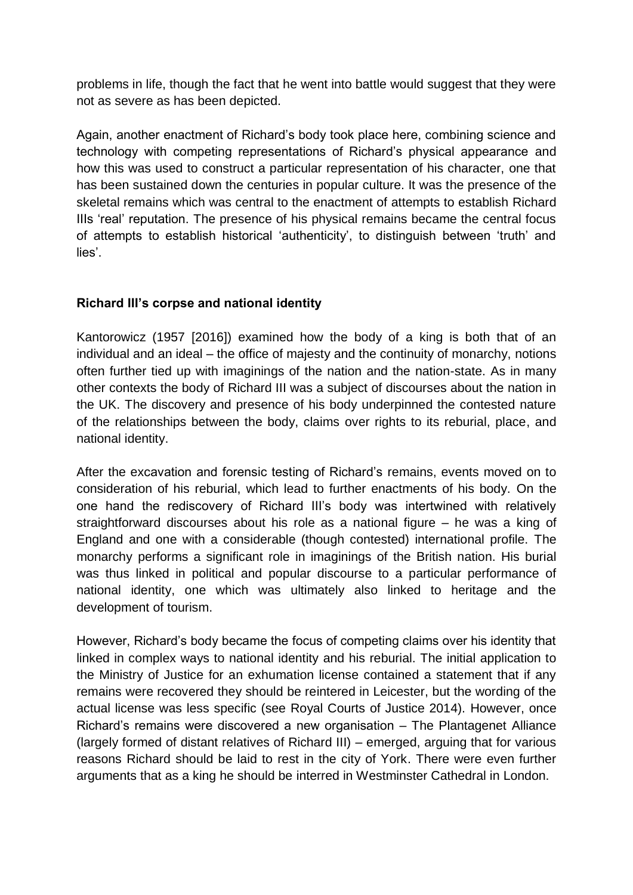problems in life, though the fact that he went into battle would suggest that they were not as severe as has been depicted.

Again, another enactment of Richard's body took place here, combining science and technology with competing representations of Richard's physical appearance and how this was used to construct a particular representation of his character, one that has been sustained down the centuries in popular culture. It was the presence of the skeletal remains which was central to the enactment of attempts to establish Richard IIIs 'real' reputation. The presence of his physical remains became the central focus of attempts to establish historical 'authenticity', to distinguish between 'truth' and lies'.

### Richard III's corpse and national identity

Kantorowicz (1957 [2016]) examined how the body of a king is both that of an individual and an ideal – the office of majesty and the continuity of monarchy, notions often further tied up with imaginings of the nation and the nation-state. As in many other contexts the body of Richard III was a subject of discourses about the nation in the UK. The discovery and presence of his body underpinned the contested nature of the relationships between the body, claims over rights to its reburial, place, and national identity.

After the excavation and forensic testing of Richard's remains, events moved on to consideration of his reburial, which lead to further enactments of his body. On the one hand the rediscovery of Richard III's body was intertwined with relatively straightforward discourses about his role as a national figure – he was a king of England and one with a considerable (though contested) international profile. The monarchy performs a significant role in imaginings of the British nation. His burial was thus linked in political and popular discourse to a particular performance of national identity, one which was ultimately also linked to heritage and the development of tourism.

However, Richard's body became the focus of competing claims over his identity that linked in complex ways to national identity and his reburial. The initial application to the Ministry of Justice for an exhumation license contained a statement that if any remains were recovered they should be reintered in Leicester, but the wording of the actual license was less specific (see Royal Courts of Justice 2014). However, once Richard's remains were discovered a new organisation – The Plantagenet Alliance (largely formed of distant relatives of Richard III) – emerged, arguing that for various reasons Richard should be laid to rest in the city of York. There were even further arguments that as a king he should be interred in Westminster Cathedral in London.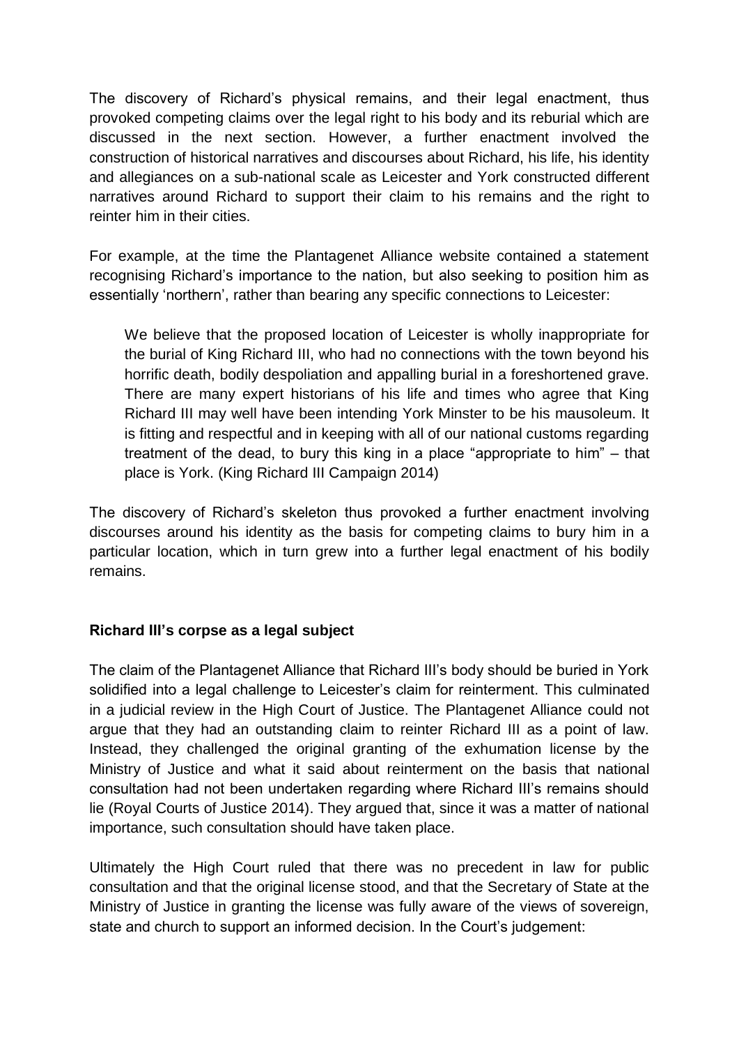The discovery of Richard's physical remains, and their legal enactment, thus provoked competing claims over the legal right to his body and its reburial which are discussed in the next section. However, a further enactment involved the construction of historical narratives and discourses about Richard, his life, his identity and allegiances on a sub-national scale as Leicester and York constructed different narratives around Richard to support their claim to his remains and the right to reinter him in their cities.

For example, at the time the Plantagenet Alliance website contained a statement recognising Richard's importance to the nation, but also seeking to position him as essentially 'northern', rather than bearing any specific connections to Leicester:

> We believe that the proposed location of Leicester is wholly inappropriate for the burial of King Richard III, who had no connections with the town beyond his horrific death, bodily despoliation and appalling burial in a foreshortened grave. There are many expert historians of his life and times who agree that King Richard III may well have been intending York Minster to be his mausoleum. It is fitting and respectful and in keeping with all of our national customs regarding treatment of the dead, to bury this king in a place "appropriate to him" – that place is York. (King Richard III Campaign 2014)

The discovery of Richard's skeleton thus provoked a further enactment involving discourses around his identity as the basis for competing claims to bury him in a particular location, which in turn grew into a further legal enactment of his bodily remains.

**Richard III's corpse as a legal subject**

The claim of the Plantagenet Alliance that Richard III's body should be buried in York solidified into a legal challenge to Leicester's claim for reinterment. This culminated in a judicial review in the High Court of Justice. The Plantagenet Alliance could not argue that they had an outstanding claim to reinter Richard III as a point of law. Instead, they challenged the original granting of the exhumation license by the Ministry of Justice and what it said about reinterment on the basis that national consultation had not been undertaken regarding where Richard III's remains should lie (Royal Courts of Justice 2014). They argued that, since it was a matter of national importance, such consultation should have taken place.

Ultimately the High Court ruled that there was no precedent in law for public consultation and that the original license stood, and that the Secretary of State at the Ministry of Justice in granting the license was fully aware of the views of sovereign, state and church to support an informed decision. In the Court's judgement: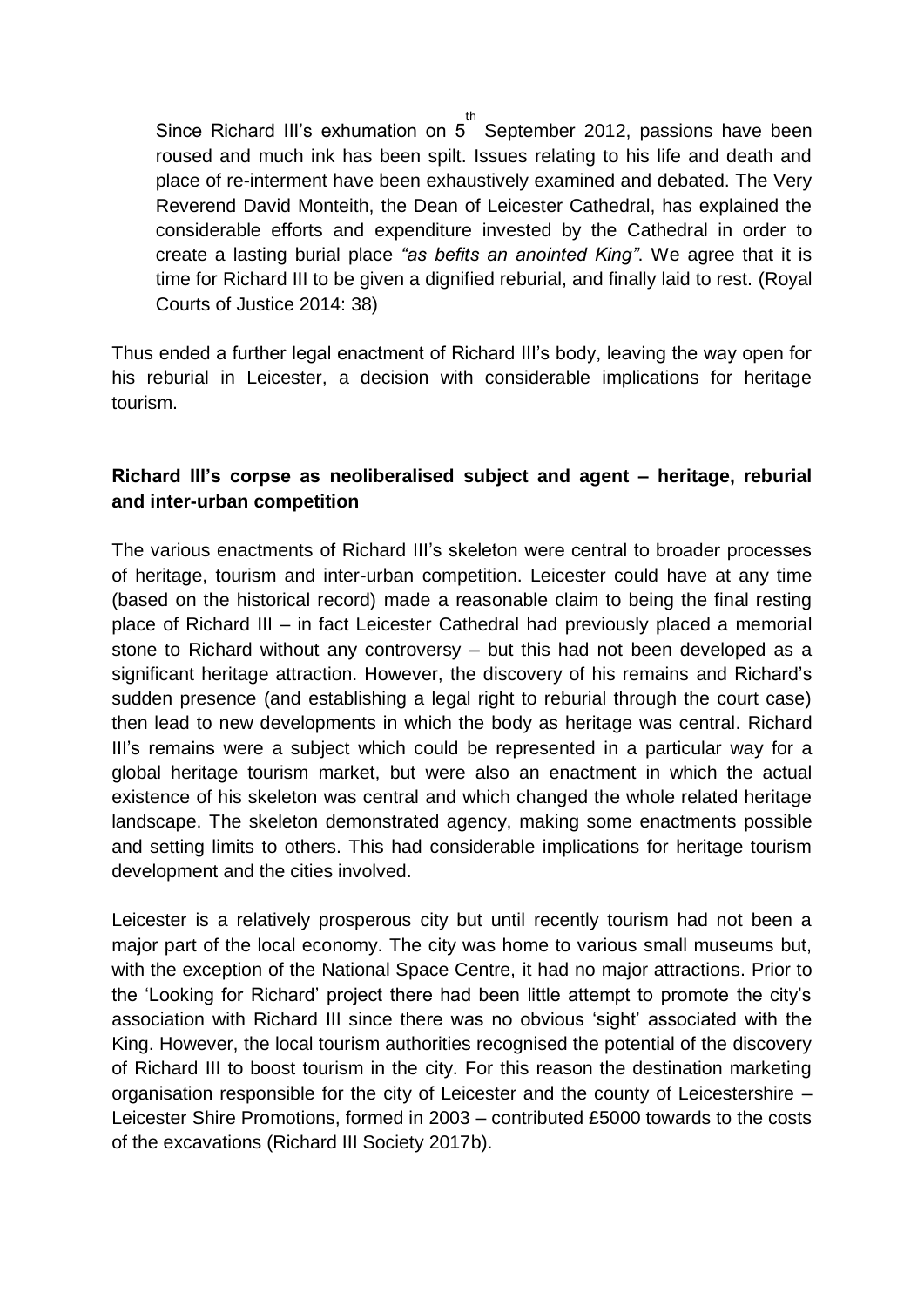> Since Richard III's exhumation on 5th September 2012, passions have been roused and much ink has been spilt. Issues relating to his life and death and place of re-interment have been exhaustively examined and debated. The Very Reverend David Monteith, the Dean of Leicester Cathedral, has explained the considerable efforts and expenditure invested by the Cathedral in order to create a lasting burial place *"as befits an anointed King"*. We agree that it is time for Richard III to be given a dignified reburial, and finally laid to rest. (Royal Courts of Justice 2014: 38)

Thus ended a further legal enactment of Richard III's body, leaving the way open for his reburial in Leicester, a decision with considerable implications for heritage tourism.

## Richard III's corpse as neoliberalised subject and agent – heritage, reburial and inter-urban competition

The various enactments of Richard III's skeleton were central to broader processes of heritage, tourism and inter-urban competition. Leicester could have at any time (based on the historical record) made a reasonable claim to being the final resting place of Richard III – in fact Leicester Cathedral had previously placed a memorial stone to Richard without any controversy – but this had not been developed as a significant heritage attraction. However, the discovery of his remains and Richard's sudden presence (and establishing a legal right to reburial through the court case) then lead to new developments in which the body as heritage was central. Richard III's remains were a subject which could be represented in a particular way for a global heritage tourism market, but were also an enactment in which the actual existence of his skeleton was central and which changed the whole related heritage landscape. The skeleton demonstrated agency, making some enactments possible and setting limits to others. This had considerable implications for heritage tourism development and the cities involved.

Leicester is a relatively prosperous city but until recently tourism had not been a major part of the local economy. The city was home to various small museums but, with the exception of the National Space Centre, it had no major attractions. Prior to the 'Looking for Richard' project there had been little attempt to promote the city's association with Richard III since there was no obvious 'sight' associated with the King. However, the local tourism authorities recognised the potential of the discovery of Richard III to boost tourism in the city. For this reason the destination marketing organisation responsible for the city of Leicester and the county of Leicestershire – Leicester Shire Promotions, formed in 2003 – contributed £5000 towards to the costs of the excavations (Richard III Society 2017b).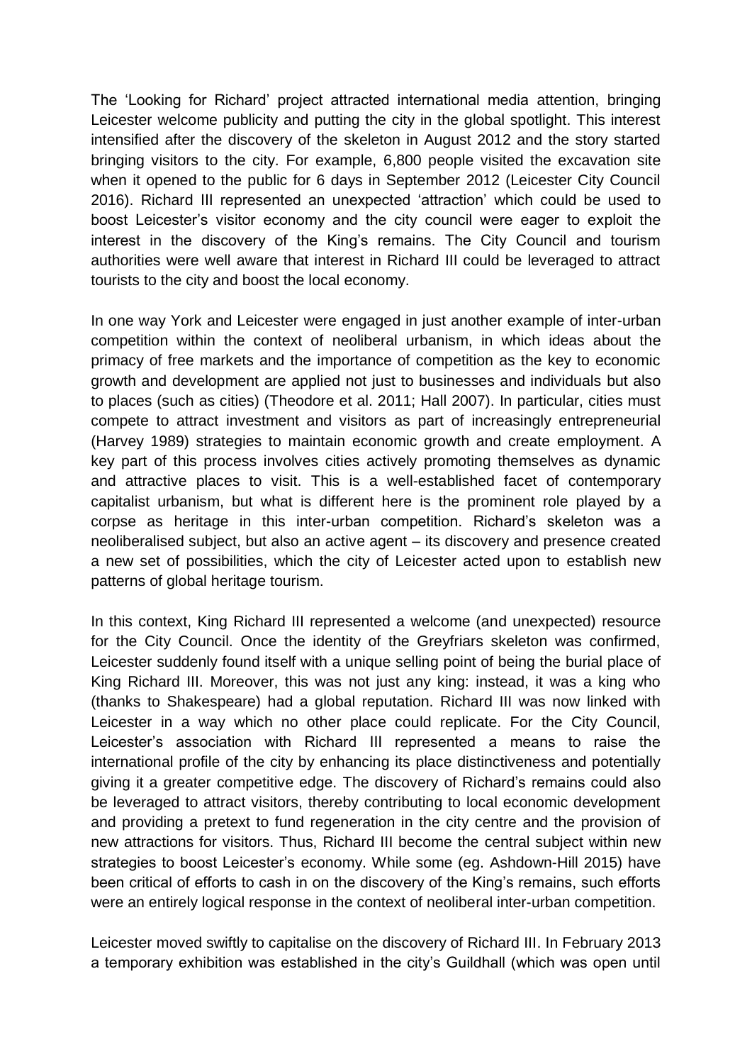The 'Looking for Richard' project attracted international media attention, bringing Leicester welcome publicity and putting the city in the global spotlight. This interest intensified after the discovery of the skeleton in August 2012 and the story started bringing visitors to the city. For example, 6,800 people visited the excavation site when it opened to the public for 6 days in September 2012 (Leicester City Council 2016). Richard III represented an unexpected 'attraction' which could be used to boost Leicester's visitor economy and the city council were eager to exploit the interest in the discovery of the King's remains. The City Council and tourism authorities were well aware that interest in Richard III could be leveraged to attract tourists to the city and boost the local economy.

In one way York and Leicester were engaged in just another example of inter-urban competition within the context of neoliberal urbanism, in which ideas about the primacy of free markets and the importance of competition as the key to economic growth and development are applied not just to businesses and individuals but also to places (such as cities) (Theodore et al. 2011; Hall 2007). In particular, cities must compete to attract investment and visitors as part of increasingly entrepreneurial (Harvey 1989) strategies to maintain economic growth and create employment. A key part of this process involves cities actively promoting themselves as dynamic and attractive places to visit. This is a well-established facet of contemporary capitalist urbanism, but what is different here is the prominent role played by a corpse as heritage in this inter-urban competition. Richard's skeleton was a neoliberalised subject, but also an active agent – its discovery and presence created a new set of possibilities, which the city of Leicester acted upon to establish new patterns of global heritage tourism.

In this context, King Richard III represented a welcome (and unexpected) resource for the City Council. Once the identity of the Greyfriars skeleton was confirmed, Leicester suddenly found itself with a unique selling point of being the burial place of King Richard III. Moreover, this was not just any king: instead, it was a king who (thanks to Shakespeare) had a global reputation. Richard III was now linked with Leicester in a way which no other place could replicate. For the City Council, Leicester's association with Richard III represented a means to raise the international profile of the city by enhancing its place distinctiveness and potentially giving it a greater competitive edge. The discovery of Richard's remains could also be leveraged to attract visitors, thereby contributing to local economic development and providing a pretext to fund regeneration in the city centre and the provision of new attractions for visitors. Thus, Richard III become the central subject within new strategies to boost Leicester's economy. While some (eg. Ashdown-Hill 2015) have been critical of efforts to cash in on the discovery of the King's remains, such efforts were an entirely logical response in the context of neoliberal inter-urban competition.

Leicester moved swiftly to capitalise on the discovery of Richard III. In February 2013 a temporary exhibition was established in the city's Guildhall (which was open until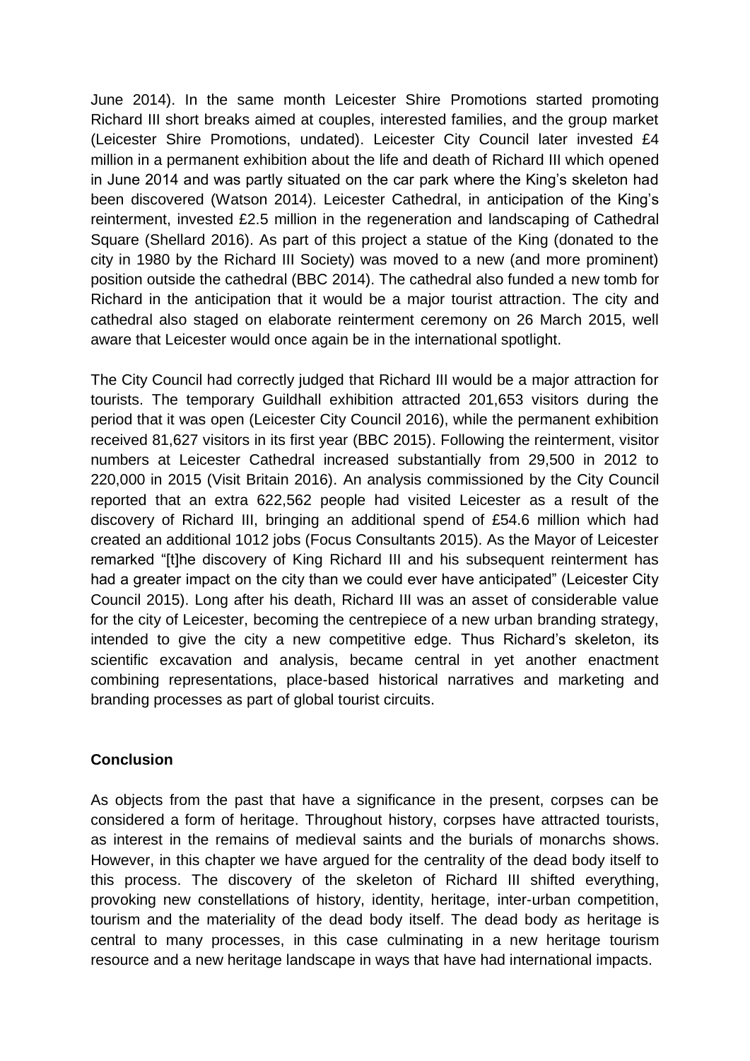June 2014). In the same month Leicester Shire Promotions started promoting Richard III short breaks aimed at couples, interested families, and the group market (Leicester Shire Promotions, undated). Leicester City Council later invested £4 million in a permanent exhibition about the life and death of Richard III which opened in June 2014 and was partly situated on the car park where the King's skeleton had been discovered (Watson 2014). Leicester Cathedral, in anticipation of the King's reinterment, invested £2.5 million in the regeneration and landscaping of Cathedral Square (Shellard 2016). As part of this project a statue of the King (donated to the city in 1980 by the Richard III Society) was moved to a new (and more prominent) position outside the cathedral (BBC 2014). The cathedral also funded a new tomb for Richard in the anticipation that it would be a major tourist attraction. The city and cathedral also staged on elaborate reinterment ceremony on 26 March 2015, well aware that Leicester would once again be in the international spotlight.

The City Council had correctly judged that Richard III would be a major attraction for tourists. The temporary Guildhall exhibition attracted 201,653 visitors during the period that it was open (Leicester City Council 2016), while the permanent exhibition received 81,627 visitors in its first year (BBC 2015). Following the reinterment, visitor numbers at Leicester Cathedral increased substantially from 29,500 in 2012 to 220,000 in 2015 (Visit Britain 2016). An analysis commissioned by the City Council reported that an extra 622,562 people had visited Leicester as a result of the discovery of Richard III, bringing an additional spend of £54.6 million which had created an additional 1012 jobs (Focus Consultants 2015). As the Mayor of Leicester remarked "[t]he discovery of King Richard III and his subsequent reinterment has had a greater impact on the city than we could ever have anticipated" (Leicester City Council 2015). Long after his death, Richard III was an asset of considerable value for the city of Leicester, becoming the centrepiece of a new urban branding strategy, intended to give the city a new competitive edge. Thus Richard's skeleton, its scientific excavation and analysis, became central in yet another enactment combining representations, place-based historical narratives and marketing and branding processes as part of global tourist circuits.

## Conclusion

As objects from the past that have a significance in the present, corpses can be considered a form of heritage. Throughout history, corpses have attracted tourists, as interest in the remains of medieval saints and the burials of monarchs shows. However, in this chapter we have argued for the centrality of the dead body itself to this process. The discovery of the skeleton of Richard III shifted everything, provoking new constellations of history, identity, heritage, inter-urban competition, tourism and the materiality of the dead body itself. The dead body *as* heritage is central to many processes, in this case culminating in a new heritage tourism resource and a new heritage landscape in ways that have had international impacts.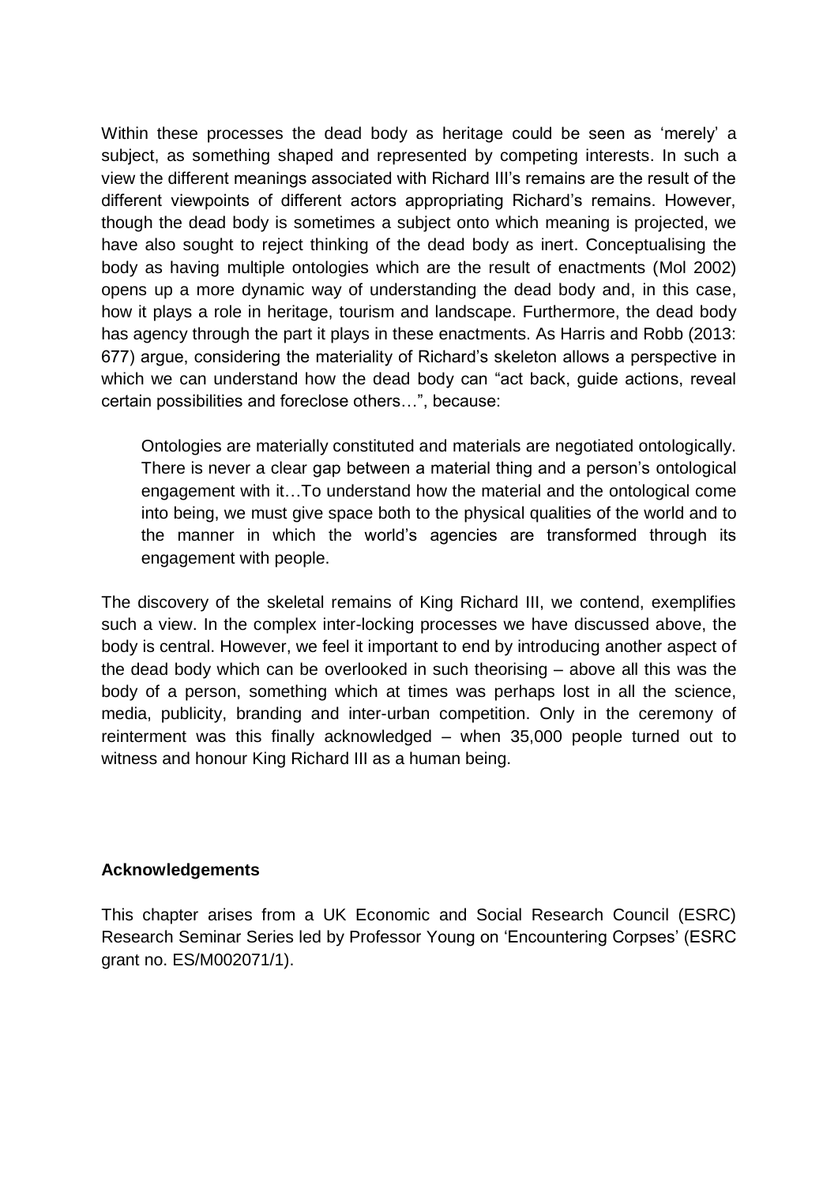Within these processes the dead body as heritage could be seen as 'merely' a subject, as something shaped and represented by competing interests. In such a view the different meanings associated with Richard III's remains are the result of the different viewpoints of different actors appropriating Richard's remains. However, though the dead body is sometimes a subject onto which meaning is projected, we have also sought to reject thinking of the dead body as inert. Conceptualising the body as having multiple ontologies which are the result of enactments (Mol 2002) opens up a more dynamic way of understanding the dead body and, in this case, how it plays a role in heritage, tourism and landscape. Furthermore, the dead body has agency through the part it plays in these enactments. As Harris and Robb (2013: 677) argue, considering the materiality of Richard's skeleton allows a perspective in which we can understand how the dead body can "act back, guide actions, reveal certain possibilities and foreclose others…", because:

> Ontologies are materially constituted and materials are negotiated ontologically. There is never a clear gap between a material thing and a person's ontological engagement with it…To understand how the material and the ontological come into being, we must give space both to the physical qualities of the world and to the manner in which the world's agencies are transformed through its engagement with people.

The discovery of the skeletal remains of King Richard III, we contend, exemplifies such a view. In the complex inter-locking processes we have discussed above, the body is central. However, we feel it important to end by introducing another aspect of the dead body which can be overlooked in such theorising – above all this was the body of a person, something which at times was perhaps lost in all the science, media, publicity, branding and inter-urban competition. Only in the ceremony of reinterment was this finally acknowledged – when 35,000 people turned out to witness and honour King Richard III as a human being.

**Acknowledgements**

This chapter arises from a UK Economic and Social Research Council (ESRC) Research Seminar Series led by Professor Young on 'Encountering Corpses' (ESRC grant no. ES/M002071/1).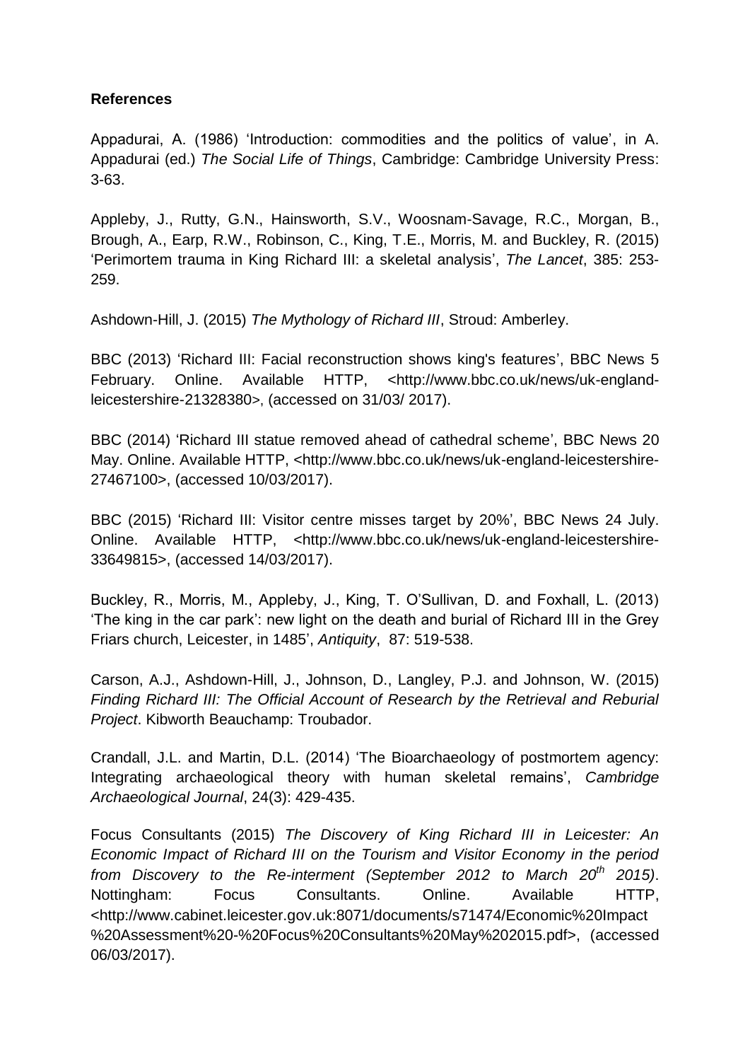**References**

Appadurai, A. (1986) 'Introduction: commodities and the politics of value', in A. Appadurai (ed.) *The Social Life of Things*, Cambridge: Cambridge University Press: 3-63.

Appleby, J., Rutty, G.N., Hainsworth, S.V., Woosnam-Savage, R.C., Morgan, B., Brough, A., Earp, R.W., Robinson, C., King, T.E., Morris, M. and Buckley, R. (2015) 'Perimortem trauma in King Richard III: a skeletal analysis', *The Lancet*, 385: 253-259.

Ashdown-Hill, J. (2015) *The Mythology of Richard III*, Stroud: Amberley.

BBC (2013) 'Richard III: Facial reconstruction shows king's features', BBC News 5 February. Online. Available HTTP, <http://www.bbc.co.uk/news/uk-england-leicestershire-21328380>, (accessed on 31/03/ 2017).

BBC (2014) 'Richard III statue removed ahead of cathedral scheme', BBC News 20 May. Online. Available HTTP, <http://www.bbc.co.uk/news/uk-england-leicestershire-27467100>, (accessed 10/03/2017).

BBC (2015) 'Richard III: Visitor centre misses target by 20%', BBC News 24 July. Online. Available HTTP, <http://www.bbc.co.uk/news/uk-england-leicestershire-33649815>, (accessed 14/03/2017).

Buckley, R., Morris, M., Appleby, J., King, T. O'Sullivan, D. and Foxhall, L. (2013) 'The king in the car park': new light on the death and burial of Richard III in the Grey Friars church, Leicester, in 1485', *Antiquity*, 87: 519-538.

Carson, A.J., Ashdown-Hill, J., Johnson, D., Langley, P.J. and Johnson, W. (2015) *Finding Richard III: The Official Account of Research by the Retrieval and Reburial Project*. Kibworth Beauchamp: Troubador.

Crandall, J.L. and Martin, D.L. (2014) 'The Bioarchaeology of postmortem agency: Integrating archaeological theory with human skeletal remains', *Cambridge Archaeological Journal*, 24(3): 429-435.

Focus Consultants (2015) *The Discovery of King Richard III in Leicester: An Economic Impact of Richard III on the Tourism and Visitor Economy in the period from Discovery to the Re-interment (September 2012 to March 20th 2015)*. Nottingham: Focus Consultants. Online. Available HTTP, <http://www.cabinet.leicester.gov.uk:8071/documents/s71474/Economic%20Impact%20Assessment%20-%20Focus%20Consultants%20May%202015.pdf>, (accessed 06/03/2017).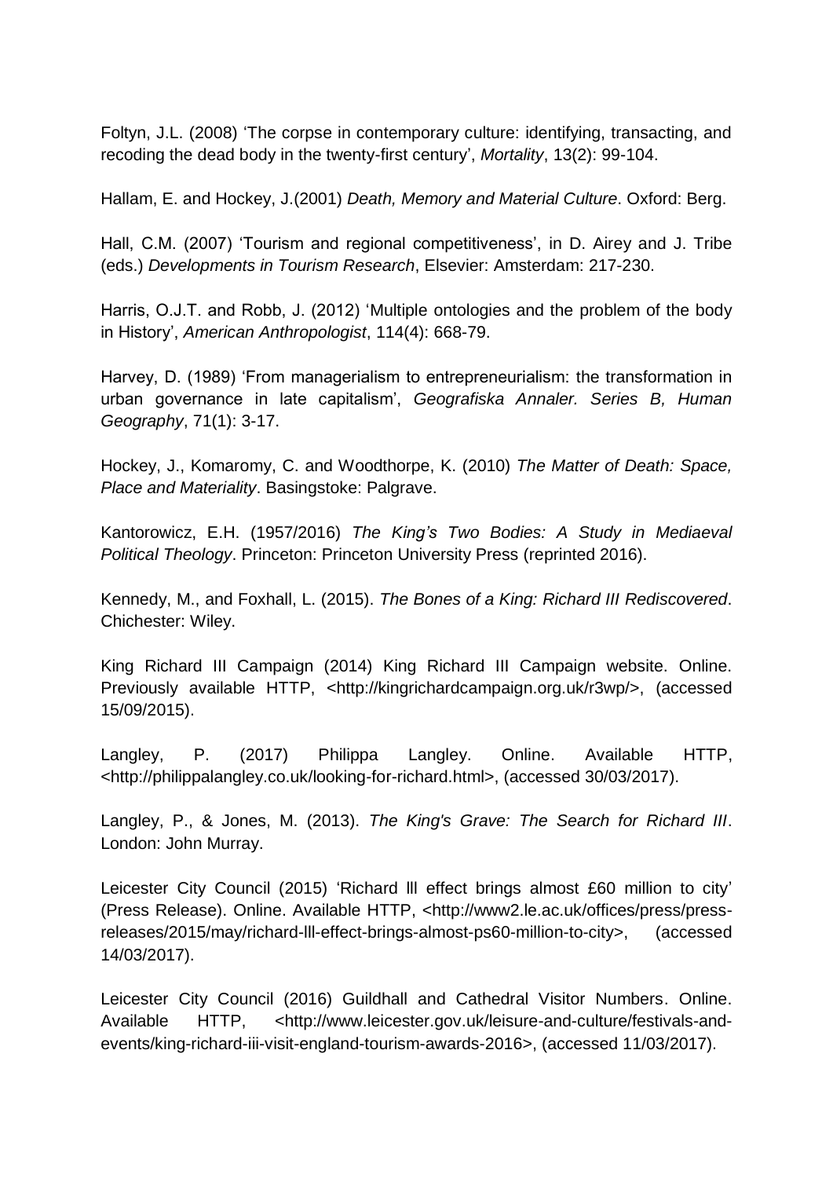Foltyn, J.L. (2008) 'The corpse in contemporary culture: identifying, transacting, and recoding the dead body in the twenty-first century', *Mortality*, 13(2): 99-104.

Hallam, E. and Hockey, J.(2001) *Death, Memory and Material Culture*. Oxford: Berg.

Hall, C.M. (2007) 'Tourism and regional competitiveness', in D. Airey and J. Tribe (eds.) *Developments in Tourism Research*, Elsevier: Amsterdam: 217-230.

Harris, O.J.T. and Robb, J. (2012) 'Multiple ontologies and the problem of the body in History', *American Anthropologist*, 114(4): 668-79.

Harvey, D. (1989) 'From managerialism to entrepreneurialism: the transformation in urban governance in late capitalism', *Geografiska Annaler. Series B, Human Geography*, 71(1): 3-17.

Hockey, J., Komaromy, C. and Woodthorpe, K. (2010) *The Matter of Death: Space, Place and Materiality*. Basingstoke: Palgrave.

Kantorowicz, E.H. (1957/2016) *The King's Two Bodies: A Study in Mediaeval Political Theology*. Princeton: Princeton University Press (reprinted 2016).

Kennedy, M., and Foxhall, L. (2015). *The Bones of a King: Richard III Rediscovered*. Chichester: Wiley.

King Richard III Campaign (2014) King Richard III Campaign website. Online. Previously available HTTP, <http://kingrichardcampaign.org.uk/r3wp/>, (accessed 15/09/2015).

Langley, P. (2017) Philippa Langley. Online. Available HTTP, <http://philippalangley.co.uk/looking-for-richard.html>, (accessed 30/03/2017).

Langley, P., & Jones, M. (2013). *The King's Grave: The Search for Richard III*. London: John Murray.

Leicester City Council (2015) 'Richard lll effect brings almost £60 million to city' (Press Release). Online. Available HTTP, <http://www2.le.ac.uk/offices/press/press-releases/2015/may/richard-lll-effect-brings-almost-ps60-million-to-city>, (accessed 14/03/2017).

Leicester City Council (2016) Guildhall and Cathedral Visitor Numbers. Online. Available HTTP, <http://www.leicester.gov.uk/leisure-and-culture/festivals-and-events/king-richard-iii-visit-england-tourism-awards-2016>, (accessed 11/03/2017).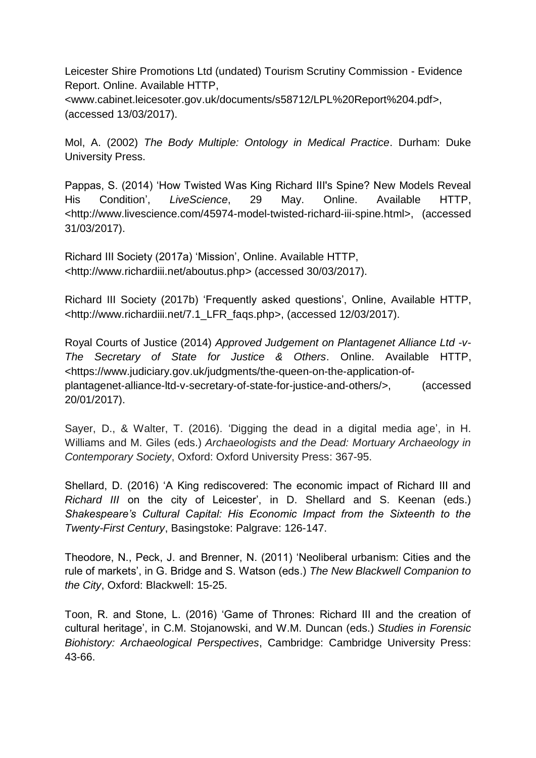Leicester Shire Promotions Ltd (undated) Tourism Scrutiny Commission - Evidence Report. Online. Available HTTP, <www.cabinet.leicesoter.gov.uk/documents/s58712/LPL%20Report%204.pdf>, (accessed 13/03/2017).

Mol, A. (2002) *The Body Multiple: Ontology in Medical Practice*. Durham: Duke University Press.

Pappas, S. (2014) 'How Twisted Was King Richard III's Spine? New Models Reveal His Condition', *LiveScience*, 29 May. Online. Available HTTP, <http://www.livescience.com/45974-model-twisted-richard-iii-spine.html>, (accessed 31/03/2017).

Richard III Society (2017a) 'Mission', Online. Available HTTP, <http://www.richardiii.net/aboutus.php> (accessed 30/03/2017).

Richard III Society (2017b) 'Frequently asked questions', Online, Available HTTP, <http://www.richardiii.net/7.1_LFR_faqs.php>, (accessed 12/03/2017).

Royal Courts of Justice (2014) *Approved Judgement on Plantagenet Alliance Ltd -v- The Secretary of State for Justice & Others*. Online. Available HTTP, <https://www.judiciary.gov.uk/judgments/the-queen-on-the-application-of-plantagenet-alliance-ltd-v-secretary-of-state-for-justice-and-others/>, (accessed 20/01/2017).

Sayer, D., & Walter, T. (2016). 'Digging the dead in a digital media age', in H. Williams and M. Giles (eds.) *Archaeologists and the Dead: Mortuary Archaeology in Contemporary Society*, Oxford: Oxford University Press: 367-95.

Shellard, D. (2016) 'A King rediscovered: The economic impact of Richard III and *Richard III* on the city of Leicester', in D. Shellard and S. Keenan (eds.) *Shakespeare's Cultural Capital: His Economic Impact from the Sixteenth to the Twenty-First Century*, Basingstoke: Palgrave: 126-147.

Theodore, N., Peck, J. and Brenner, N. (2011) 'Neoliberal urbanism: Cities and the rule of markets', in G. Bridge and S. Watson (eds.) *The New Blackwell Companion to the City*, Oxford: Blackwell: 15-25.

Toon, R. and Stone, L. (2016) 'Game of Thrones: Richard III and the creation of cultural heritage', in C.M. Stojanowski, and W.M. Duncan (eds.) *Studies in Forensic Biohistory: Archaeological Perspectives*, Cambridge: Cambridge University Press: 43-66.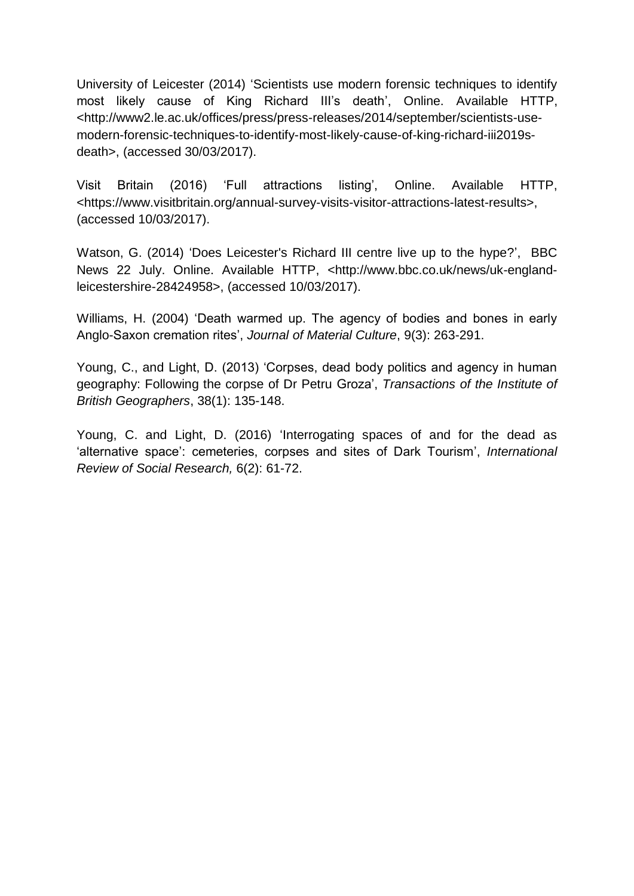University of Leicester (2014) 'Scientists use modern forensic techniques to identify most likely cause of King Richard III's death', Online. Available HTTP, <http://www2.le.ac.uk/offices/press/press-releases/2014/september/scientists-use-modern-forensic-techniques-to-identify-most-likely-cause-of-king-richard-iii2019s-death>, (accessed 30/03/2017).

Visit Britain (2016) 'Full attractions listing', Online. Available HTTP, <https://www.visitbritain.org/annual-survey-visits-visitor-attractions-latest-results>, (accessed 10/03/2017).

Watson, G. (2014) 'Does Leicester's Richard III centre live up to the hype?', BBC News 22 July. Online. Available HTTP, <http://www.bbc.co.uk/news/uk-england-leicestershire-28424958>, (accessed 10/03/2017).

Williams, H. (2004) 'Death warmed up. The agency of bodies and bones in early Anglo-Saxon cremation rites', *Journal of Material Culture*, 9(3): 263-291.

Young, C., and Light, D. (2013) 'Corpses, dead body politics and agency in human geography: Following the corpse of Dr Petru Groza', *Transactions of the Institute of British Geographers*, 38(1): 135-148.

Young, C. and Light, D. (2016) 'Interrogating spaces of and for the dead as 'alternative space': cemeteries, corpses and sites of Dark Tourism', *International Review of Social Research,* 6(2): 61-72.